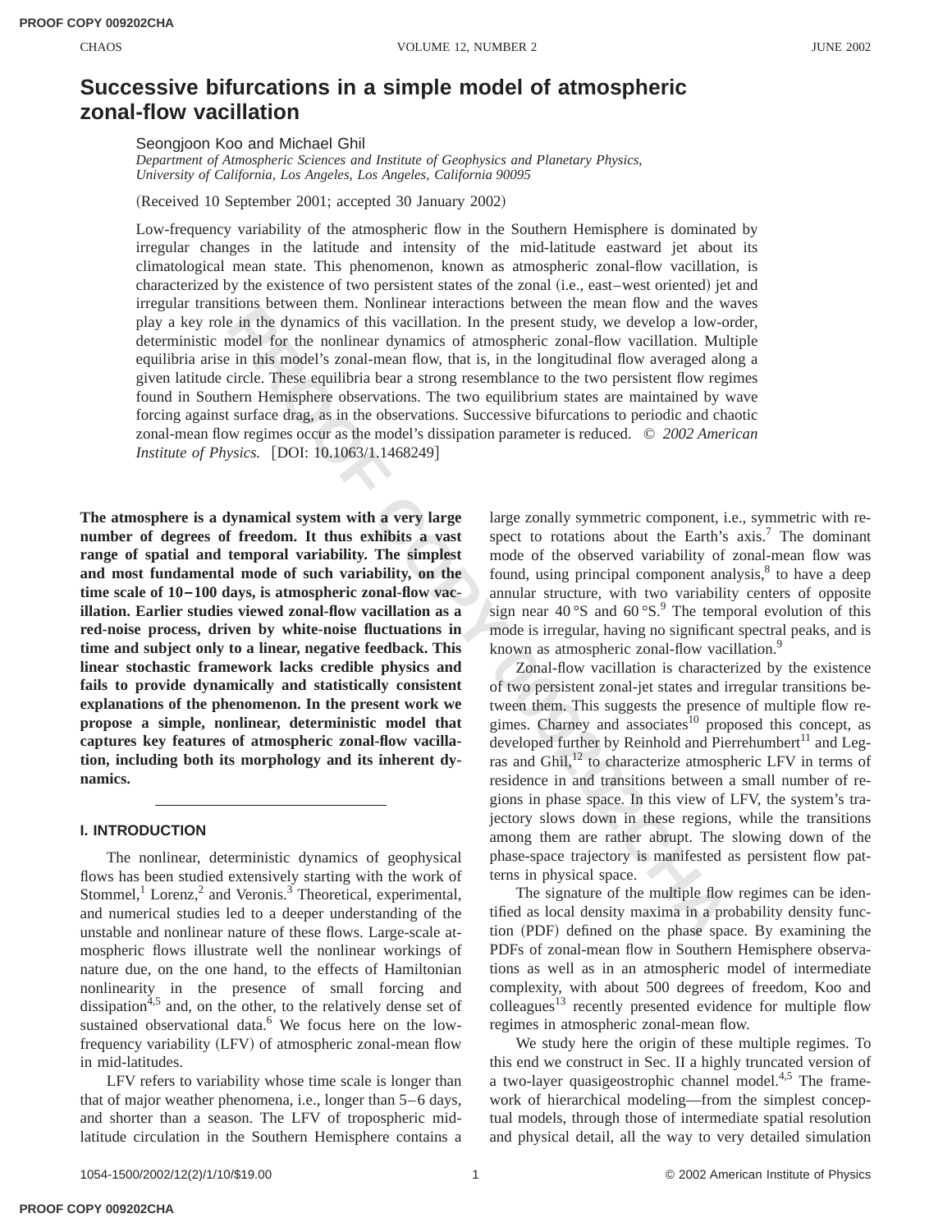# Successive bifurcations in a simple model of atmospheric zonal-flow vacillation

Seongjoon Koo and Michael Ghil

*Department of Atmospheric Sciences and Institute of Geophysics and Planetary Physics, University of California, Los Angeles, Los Angeles, California 90095*

(Received 10 September 2001; accepted 30 January 2002)

Low-frequency variability of the atmospheric flow in the Southern Hemisphere is dominated by irregular changes in the latitude and intensity of the mid-latitude eastward jet about its climatological mean state. This phenomenon, known as atmospheric zonal-flow vacillation, is characterized by the existence of two persistent states of the zonal (i.e., east–west oriented) jet and irregular transitions between them. Nonlinear interactions between the mean flow and the waves play a key role in the dynamics of this vacillation. In the present study, we develop a low-order, deterministic model for the nonlinear dynamics of atmospheric zonal-flow vacillation. Multiple equilibria arise in this model's zonal-mean flow, that is, in the longitudinal flow averaged along a given latitude circle. These equilibria bear a strong resemblance to the two persistent flow regimes found in Southern Hemisphere observations. The two equilibrium states are maintained by wave forcing against surface drag, as in the observations. Successive bifurcations to periodic and chaotic zonal-mean flow regimes occur as the model's dissipation parameter is reduced. © *2002 American Institute of Physics.* [DOI: 10.1063/1.1468249]

**The atmosphere is a dynamical system with a very large number of degrees of freedom. It thus exhibits a vast range of spatial and temporal variability. The simplest and most fundamental mode of such variability, on the time scale of 10–100 days, is atmospheric zonal-flow vacillation. Earlier studies viewed zonal-flow vacillation as a red-noise process, driven by white-noise fluctuations in time and subject only to a linear, negative feedback. This linear stochastic framework lacks credible physics and fails to provide dynamically and statistically consistent explanations of the phenomenon. In the present work we propose a simple, nonlinear, deterministic model that captures key features of atmospheric zonal-flow vacillation, including both its morphology and its inherent dynamics.**

## I. INTRODUCTION

The nonlinear, deterministic dynamics of geophysical flows has been studied extensively starting with the work of Stommel,[1] Lorenz,[2] and Veronis.[3] Theoretical, experimental, and numerical studies led to a deeper understanding of the unstable and nonlinear nature of these flows. Large-scale atmospheric flows illustrate well the nonlinear workings of nature due, on the one hand, to the effects of Hamiltonian nonlinearity in the presence of small forcing and dissipation[4,5] and, on the other, to the relatively dense set of sustained observational data.[6] We focus here on the low-frequency variability (LFV) of atmospheric zonal-mean flow in mid-latitudes.

LFV refers to variability whose time scale is longer than that of major weather phenomena, i.e., longer than 5–6 days, and shorter than a season. The LFV of tropospheric mid-latitude circulation in the Southern Hemisphere contains a large zonally symmetric component, i.e., symmetric with respect to rotations about the Earth's axis.[7] The dominant mode of the observed variability of zonal-mean flow was found, using principal component analysis,[8] to have a deep annular structure, with two variability centers of opposite sign near 40 °S and 60 °S.[9] The temporal evolution of this mode is irregular, having no significant spectral peaks, and is known as atmospheric zonal-flow vacillation.[9]

Zonal-flow vacillation is characterized by the existence of two persistent zonal-jet states and irregular transitions between them. This suggests the presence of multiple flow regimes. Charney and associates[10] proposed this concept, as developed further by Reinhold and Pierrehumbert[11] and Legras and Ghil,[12] to characterize atmospheric LFV in terms of residence in and transitions between a small number of regions in phase space. In this view of LFV, the system's trajectory slows down in these regions, while the transitions among them are rather abrupt. The slowing down of the phase-space trajectory is manifested as persistent flow patterns in physical space.

The signature of the multiple flow regimes can be identified as local density maxima in a probability density function (PDF) defined on the phase space. By examining the PDFs of zonal-mean flow in Southern Hemisphere observations as well as in an atmospheric model of intermediate complexity, with about 500 degrees of freedom, Koo and colleagues[13] recently presented evidence for multiple flow regimes in atmospheric zonal-mean flow.

We study here the origin of these multiple regimes. To this end we construct in Sec. II a highly truncated version of a two-layer quasigeostrophic channel model.[4,5] The framework of hierarchical modeling—from the simplest conceptual models, through those of intermediate spatial resolution and physical detail, all the way to very detailed simulation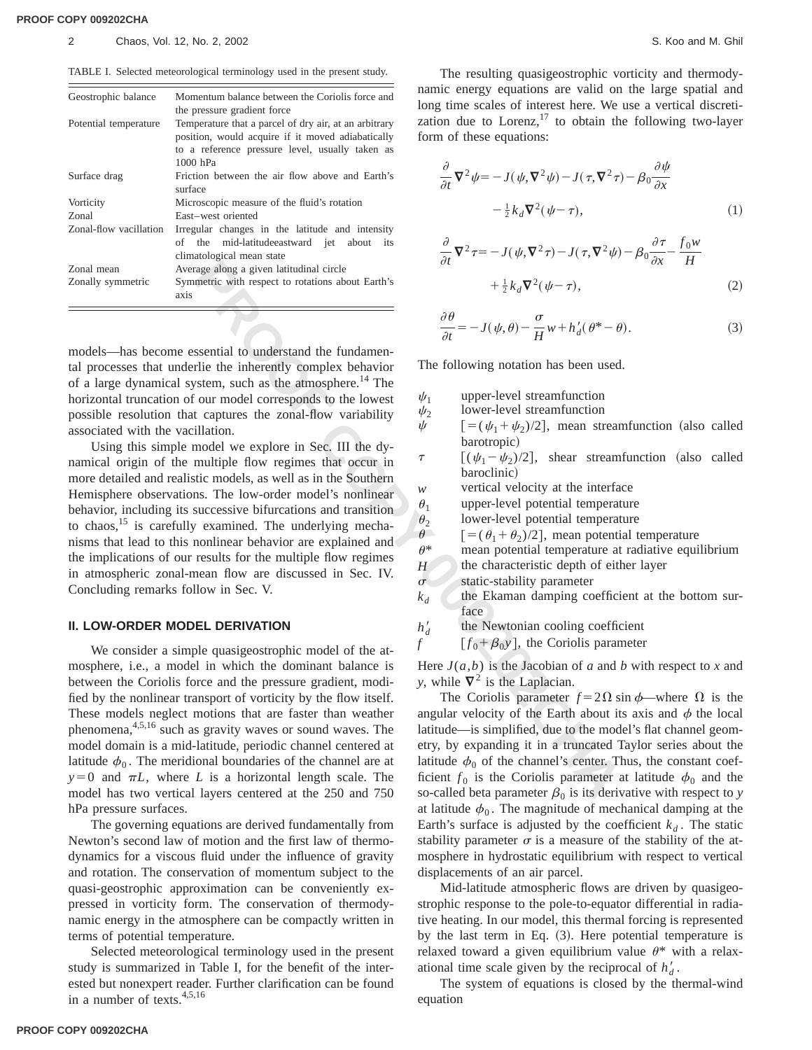TABLE I. Selected meteorological terminology used in the present study.

| | |
|---|---|
| Geostrophic balance | Momentum balance between the Coriolis force and the pressure gradient force |
| Potential temperature | Temperature that a parcel of dry air, at an arbitrary position, would acquire if it moved adiabatically to a reference pressure level, usually taken as 1000 hPa |
| Surface drag | Friction between the air flow above and Earth's surface |
| Vorticity | Microscopic measure of the fluid's rotation |
| Zonal | East–west oriented |
| Zonal-flow vacillation | Irregular changes in the latitude and intensity of the mid-latitudeeastward jet about its climatological mean state |
| Zonal mean | Average along a given latitudinal circle |
| Zonally symmetric | Symmetric with respect to rotations about Earth's axis |

models—has become essential to understand the fundamental processes that underlie the inherently complex behavior of a large dynamical system, such as the atmosphere.[14] The horizontal truncation of our model corresponds to the lowest possible resolution that captures the zonal-flow variability associated with the vacillation.

Using this simple model we explore in Sec. III the dynamical origin of the multiple flow regimes that occur in more detailed and realistic models, as well as in the Southern Hemisphere observations. The low-order model's nonlinear behavior, including its successive bifurcations and transition to chaos,[15] is carefully examined. The underlying mechanisms that lead to this nonlinear behavior are explained and the implications of our results for the multiple flow regimes in atmospheric zonal-mean flow are discussed in Sec. IV. Concluding remarks follow in Sec. V.

## II. LOW-ORDER MODEL DERIVATION

We consider a simple quasigeostrophic model of the atmosphere, i.e., a model in which the dominant balance is between the Coriolis force and the pressure gradient, modified by the nonlinear transport of vorticity by the flow itself. These models neglect motions that are faster than weather phenomena,[4,5,16] such as gravity waves or sound waves. The model domain is a mid-latitude, periodic channel centered at latitude $\phi_0$. The meridional boundaries of the channel are at $y=0$ and $\pi L$, where $L$ is a horizontal length scale. The model has two vertical layers centered at the 250 and 750 hPa pressure surfaces.

The governing equations are derived fundamentally from Newton's second law of motion and the first law of thermodynamics for a viscous fluid under the influence of gravity and rotation. The conservation of momentum subject to the quasi-geostrophic approximation can be conveniently expressed in vorticity form. The conservation of thermodynamic energy in the atmosphere can be compactly written in terms of potential temperature.

Selected meteorological terminology used in the present study is summarized in Table I, for the benefit of the interested but nonexpert reader. Further clarification can be found in a number of texts.[4,5,16]

The resulting quasigeostrophic vorticity and thermodynamic energy equations are valid on the large spatial and long time scales of interest here. We use a vertical discretization due to Lorenz,[17] to obtain the following two-layer form of these equations:

$$\frac{\partial}{\partial t}\nabla^2\psi = -J(\psi,\nabla^2\psi) - J(\tau,\nabla^2\tau) - \beta_0\frac{\partial\psi}{\partial x} - \tfrac{1}{2}k_d\nabla^2(\psi-\tau), \tag{1}$$

$$\frac{\partial}{\partial t}\nabla^2\tau = -J(\psi,\nabla^2\tau) - J(\tau,\nabla^2\psi) - \beta_0\frac{\partial\tau}{\partial x} - \frac{f_0 w}{H} + \tfrac{1}{2}k_d\nabla^2(\psi-\tau), \tag{2}$$

$$\frac{\partial\theta}{\partial t} = -J(\psi,\theta) - \frac{\sigma}{H}w + h_d'(\theta^*-\theta). \tag{3}$$

The following notation has been used.

- $\psi_1$ upper-level streamfunction
- $\psi_2$ lower-level streamfunction
- $\psi$ $[=(\psi_1+\psi_2)/2]$, mean streamfunction (also called barotropic)
- $\tau$ $[(\psi_1-\psi_2)/2]$, shear streamfunction (also called baroclinic)
- $w$ vertical velocity at the interface
- $\theta_1$ upper-level potential temperature
- $\theta_2$ lower-level potential temperature
- $\theta$ $[=(\theta_1+\theta_2)/2]$, mean potential temperature
- $\theta^*$ mean potential temperature at radiative equilibrium
- $H$ the characteristic depth of either layer
- $\sigma$ static-stability parameter
- $k_d$ the Ekaman damping coefficient at the bottom surface
- $h_d'$ the Newtonian cooling coefficient
- $f$ $[f_0+\beta_0 y]$, the Coriolis parameter

Here $J(a,b)$ is the Jacobian of $a$ and $b$ with respect to $x$ and $y$, while $\nabla^2$ is the Laplacian.

The Coriolis parameter $f=2\Omega\sin\phi$—where $\Omega$ is the angular velocity of the Earth about its axis and $\phi$ the local latitude—is simplified, due to the model's flat channel geometry, by expanding it in a truncated Taylor series about the latitude $\phi_0$ of the channel's center. Thus, the constant coefficient $f_0$ is the Coriolis parameter at latitude $\phi_0$ and the so-called beta parameter $\beta_0$ is its derivative with respect to $y$ at latitude $\phi_0$. The magnitude of mechanical damping at the Earth's surface is adjusted by the coefficient $k_d$. The static stability parameter $\sigma$ is a measure of the stability of the atmosphere in hydrostatic equilibrium with respect to vertical displacements of an air parcel.

Mid-latitude atmospheric flows are driven by quasigeostrophic response to the pole-to-equator differential in radiative heating. In our model, this thermal forcing is represented by the last term in Eq. (3). Here potential temperature is relaxed toward a given equilibrium value $\theta^*$ with a relaxational time scale given by the reciprocal of $h_d'$.

The system of equations is closed by the thermal-wind equation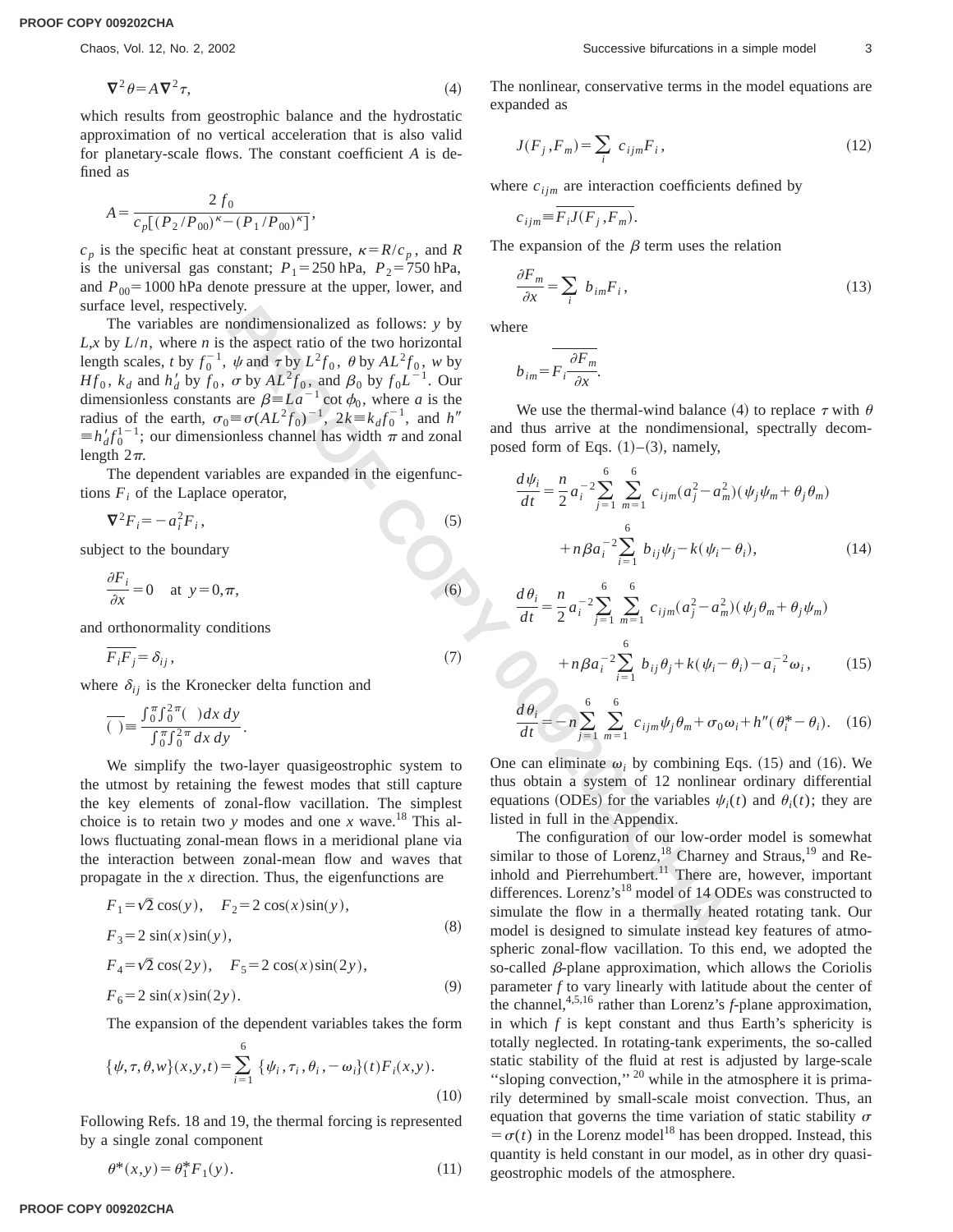$$\nabla^2 \theta = A \nabla^2 \tau, \tag{4}$$

which results from geostrophic balance and the hydrostatic approximation of no vertical acceleration that is also valid for planetary-scale flows. The constant coefficient $A$ is defined as

$$A = \frac{2 f_0}{c_p[(P_2/P_{00})^\kappa - (P_1/P_{00})^\kappa]},$$

$c_p$ is the specific heat at constant pressure, $\kappa = R/c_p$, and $R$ is the universal gas constant; $P_1 = 250$ hPa, $P_2 = 750$ hPa, and $P_{00} = 1000$ hPa denote pressure at the upper, lower, and surface level, respectively.

The variables are nondimensionalized as follows: $y$ by $L, x$ by $L/n$, where $n$ is the aspect ratio of the two horizontal length scales, $t$ by $f_0^{-1}$, $\psi$ and $\tau$ by $L^2 f_0$, $\theta$ by $AL^2 f_0$, $w$ by $Hf_0$, $k_d$ and $h_d'$ by $f_0$, $\sigma$ by $AL^2 f_0$, and $\beta_0$ by $f_0 L^{-1}$. Our dimensionless constants are $\beta \equiv La^{-1} \cot \phi_0$, where $a$ is the radius of the earth, $\sigma_0 \equiv \sigma (AL^2 f_0)^{-1}$, $2k \equiv k_d f_0^{-1}$, and $h'' \equiv h_d' f_0^{1-1}$; our dimensionless channel has width $\pi$ and zonal length $2\pi$.

The dependent variables are expanded in the eigenfunctions $F_i$ of the Laplace operator,

$$\nabla^2 F_i = -a_i^2 F_i, \tag{5}$$

subject to the boundary

$$\frac{\partial F_i}{\partial x} = 0 \quad \text{at } y = 0, \pi, \tag{6}$$

and orthonormality conditions

$$\overline{F_i F_j} = \delta_{ij}, \tag{7}$$

where $\delta_{ij}$ is the Kronecker delta function and

$$\overline{(\ )} \equiv \frac{\int_0^\pi \int_0^{2\pi} (\ ) dx\, dy}{\int_0^\pi \int_0^{2\pi} dx\, dy}.$$

We simplify the two-layer quasigeostrophic system to the utmost by retaining the fewest modes that still capture the key elements of zonal-flow vacillation. The simplest choice is to retain two $y$ modes and one $x$ wave.[18] This allows fluctuating zonal-mean flows in a meridional plane via the interaction between zonal-mean flow and waves that propagate in the $x$ direction. Thus, the eigenfunctions are

$$F_1 = \sqrt{2} \cos(y), \quad F_2 = 2 \cos(x) \sin(y),$$
$$F_3 = 2 \sin(x) \sin(y), \tag{8}$$

$$F_4 = \sqrt{2} \cos(2y), \quad F_5 = 2 \cos(x) \sin(2y),$$
$$F_6 = 2 \sin(x) \sin(2y). \tag{9}$$

The expansion of the dependent variables takes the form

$$\{\psi, \tau, \theta, w\}(x,y,t) = \sum_{i=1}^{6} \{\psi_i, \tau_i, \theta_i, -\omega_i\}(t) F_i(x,y). \tag{10}$$

Following Refs. 18 and 19, the thermal forcing is represented by a single zonal component

$$\theta^*(x,y) = \theta_1^* F_1(y). \tag{11}$$

The nonlinear, conservative terms in the model equations are expanded as

$$J(F_j, F_m) = \sum_i c_{ijm} F_i, \tag{12}$$

where $c_{ijm}$ are interaction coefficients defined by

$$c_{ijm} \equiv \overline{F_i J(F_j, F_m)}.$$

The expansion of the $\beta$ term uses the relation

$$\frac{\partial F_m}{\partial x} = \sum_i b_{im} F_i, \tag{13}$$

where

$$b_{im} = \overline{F_i \frac{\partial F_m}{\partial x}}.$$

We use the thermal-wind balance (4) to replace $\tau$ with $\theta$ and thus arrive at the nondimensional, spectrally decomposed form of Eqs. (1)–(3), namely,

$$\frac{d\psi_i}{dt} = \frac{n}{2} a_i^{-2} \sum_{j=1}^{6} \sum_{m=1}^{6} c_{ijm} (a_j^2 - a_m^2)(\psi_j \psi_m + \theta_j \theta_m) + n\beta a_i^{-2} \sum_{i=1}^{6} b_{ij} \psi_j - k(\psi_i - \theta_i), \tag{14}$$

$$\frac{d\theta_i}{dt} = \frac{n}{2} a_i^{-2} \sum_{j=1}^{6} \sum_{m=1}^{6} c_{ijm} (a_j^2 - a_m^2)(\psi_j \theta_m + \theta_j \psi_m) + n\beta a_i^{-2} \sum_{i=1}^{6} b_{ij} \theta_j + k(\psi_i - \theta_i) - a_i^{-2} \omega_i, \tag{15}$$

$$\frac{d\theta_i}{dt} = -n \sum_{j=1}^{6} \sum_{m=1}^{6} c_{ijm} \psi_j \theta_m + \sigma_0 \omega_i + h''(\theta_i^* - \theta_i). \tag{16}$$

One can eliminate $\omega_i$ by combining Eqs. (15) and (16). We thus obtain a system of 12 nonlinear ordinary differential equations (ODEs) for the variables $\psi_i(t)$ and $\theta_i(t)$; they are listed in full in the Appendix.

The configuration of our low-order model is somewhat similar to those of Lorenz,[18] Charney and Straus,[19] and Reinhold and Pierrehumbert.[11] There are, however, important differences. Lorenz's[18] model of 14 ODEs was constructed to simulate the flow in a thermally heated rotating tank. Our model is designed to simulate instead key features of atmospheric zonal-flow vacillation. To this end, we adopted the so-called $\beta$-plane approximation, which allows the Coriolis parameter $f$ to vary linearly with latitude about the center of the channel,[4,5,16] rather than Lorenz's $f$-plane approximation, in which $f$ is kept constant and thus Earth's sphericity is totally neglected. In rotating-tank experiments, the so-called static stability of the fluid at rest is adjusted by large-scale "sloping convection,"[20] while in the atmosphere it is primarily determined by small-scale moist convection. Thus, an equation that governs the time variation of static stability $\sigma = \sigma(t)$ in the Lorenz model[18] has been dropped. Instead, this quantity is held constant in our model, as in other dry quasigeostrophic models of the atmosphere.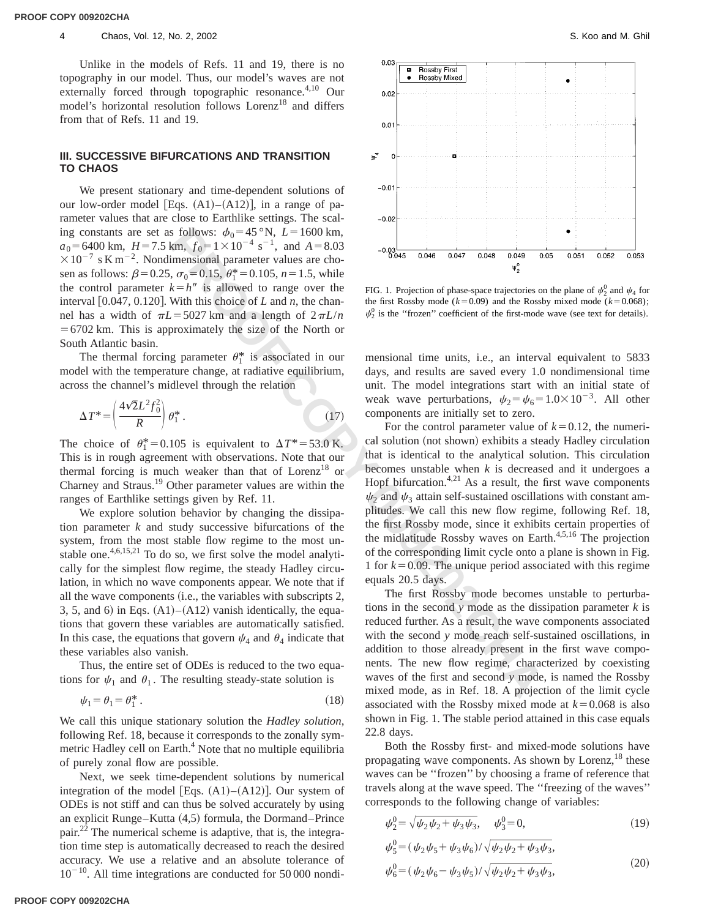Unlike in the models of Refs. 11 and 19, there is no topography in our model. Thus, our model's waves are not externally forced through topographic resonance.[4,10] Our model's horizontal resolution follows Lorenz[18] and differs from that of Refs. 11 and 19.

## III. SUCCESSIVE BIFURCATIONS AND TRANSITION TO CHAOS

We present stationary and time-dependent solutions of our low-order model [Eqs. (A1)–(A12)], in a range of parameter values that are close to Earthlike settings. The scaling constants are set as follows: $\phi_0 = 45\,°\mathrm{N}$, $L = 1600$ km, $a_0 = 6400$ km, $H = 7.5$ km, $f_0 = 1\times10^{-4}\ \mathrm{s}^{-1}$, and $A = 8.03\times10^{-7}\ \mathrm{s\,K\,m^{-2}}$. Nondimensional parameter values are chosen as follows: $\beta = 0.25$, $\sigma_0 = 0.15$, $\theta_1^* = 0.105$, $n = 1.5$, while the control parameter $k = h''$ is allowed to range over the interval [0.047, 0.120]. With this choice of $L$ and $n$, the channel has a width of $\pi L = 5027$ km and a length of $2\pi L/n = 6702$ km. This is approximately the size of the North or South Atlantic basin.

The thermal forcing parameter $\theta_1^*$ is associated in our model with the temperature change, at radiative equilibrium, across the channel's midlevel through the relation

$$\Delta T^* = \left(\frac{4\sqrt{2}L^2 f_0^2}{R}\right)\theta_1^* . \tag{17}$$

The choice of $\theta_1^* = 0.105$ is equivalent to $\Delta T^* = 53.0$ K. This is in rough agreement with observations. Note that our thermal forcing is much weaker than that of Lorenz[18] or Charney and Straus.[19] Other parameter values are within the ranges of Earthlike settings given by Ref. 11.

We explore solution behavior by changing the dissipation parameter $k$ and study successive bifurcations of the system, from the most stable flow regime to the most unstable one.[4,6,15,21] To do so, we first solve the model analytically for the simplest flow regime, the steady Hadley circulation, in which no wave components appear. We note that if all the wave components (i.e., the variables with subscripts 2, 3, 5, and 6) in Eqs. (A1)–(A12) vanish identically, the equations that govern these variables are automatically satisfied. In this case, the equations that govern $\psi_4$ and $\theta_4$ indicate that these variables also vanish.

Thus, the entire set of ODEs is reduced to the two equations for $\psi_1$ and $\theta_1$. The resulting steady-state solution is

$$\psi_1 = \theta_1 = \theta_1^* . \tag{18}$$

We call this unique stationary solution the *Hadley solution*, following Ref. 18, because it corresponds to the zonally symmetric Hadley cell on Earth.[4] Note that no multiple equilibria of purely zonal flow are possible.

Next, we seek time-dependent solutions by numerical integration of the model [Eqs. (A1)–(A12)]. Our system of ODEs is not stiff and can thus be solved accurately by using an explicit Runge–Kutta (4,5) formula, the Dormand–Prince pair.[22] The numerical scheme is adaptive, that is, the integration time step is automatically decreased to reach the desired accuracy. We use a relative and an absolute tolerance of $10^{-10}$. All time integrations are conducted for 50 000 nondimensional time units, i.e., an interval equivalent to 5833 days, and results are saved every 1.0 nondimensional time unit. The model integrations start with an initial state of weak wave perturbations, $\psi_2 = \psi_6 = 1.0\times10^{-3}$. All other components are initially set to zero.

FIG. 1. Projection of phase-space trajectories on the plane of $\psi_2^0$ and $\psi_4$ for the first Rossby mode ($k = 0.09$) and the Rossby mixed mode ($k = 0.068$); $\psi_2^0$ is the "frozen" coefficient of the first-mode wave (see text for details).

For the control parameter value of $k = 0.12$, the numerical solution (not shown) exhibits a steady Hadley circulation that is identical to the analytical solution. This circulation becomes unstable when $k$ is decreased and it undergoes a Hopf bifurcation.[4,21] As a result, the first wave components $\psi_2$ and $\psi_3$ attain self-sustained oscillations with constant amplitudes. We call this new flow regime, following Ref. 18, the first Rossby mode, since it exhibits certain properties of the midlatitude Rossby waves on Earth.[4,5,16] The projection of the corresponding limit cycle onto a plane is shown in Fig. 1 for $k = 0.09$. The unique period associated with this regime equals 20.5 days.

The first Rossby mode becomes unstable to perturbations in the second $y$ mode as the dissipation parameter $k$ is reduced further. As a result, the wave components associated with the second $y$ mode reach self-sustained oscillations, in addition to those already present in the first wave components. The new flow regime, characterized by coexisting waves of the first and second $y$ mode, is named the Rossby mixed mode, as in Ref. 18. A projection of the limit cycle associated with the Rossby mixed mode at $k = 0.068$ is also shown in Fig. 1. The stable period attained in this case equals 22.8 days.

Both the Rossby first- and mixed-mode solutions have propagating wave components. As shown by Lorenz,[18] these waves can be "frozen" by choosing a frame of reference that travels along at the wave speed. The "freezing of the waves" corresponds to the following change of variables:

$$\psi_2^0 = \sqrt{\psi_2\psi_2 + \psi_3\psi_3}, \quad \psi_3^0 = 0, \tag{19}$$

$$\psi_5^0 = (\psi_2\psi_5 + \psi_3\psi_6)/\sqrt{\psi_2\psi_2 + \psi_3\psi_3},$$
$$\psi_6^0 = (\psi_2\psi_6 - \psi_3\psi_5)/\sqrt{\psi_2\psi_2 + \psi_3\psi_3}, \tag{20}$$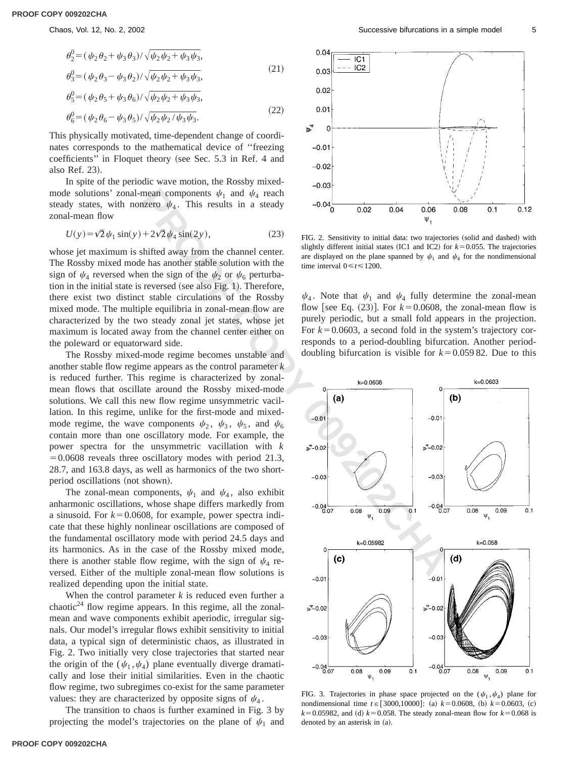$$\theta_2^0 = (\psi_2\theta_2 + \psi_3\theta_3)/\sqrt{\psi_2\psi_2 + \psi_3\psi_3},$$
$$\theta_3^0 = (\psi_2\theta_3 - \psi_3\theta_2)/\sqrt{\psi_2\psi_2 + \psi_3\psi_3}, \tag{21}$$

$$\theta_5^0 = (\psi_2\theta_5 + \psi_3\theta_6)/\sqrt{\psi_2\psi_2 + \psi_3\psi_3},$$
$$\theta_6^0 = (\psi_2\theta_6 - \psi_3\theta_5)/\sqrt{\psi_2\psi_2/\psi_3\psi_3}. \tag{22}$$

This physically motivated, time-dependent change of coordinates corresponds to the mathematical device of ''freezing coefficients'' in Floquet theory (see Sec. 5.3 in Ref. 4 and also Ref. 23).

In spite of the periodic wave motion, the Rossby mixed-mode solutions' zonal-mean components $\psi_1$ and $\psi_4$ reach steady states, with nonzero $\psi_4$. This results in a steady zonal-mean flow

$$U(y) = \sqrt{2}\psi_1 \sin(y) + 2\sqrt{2}\psi_4 \sin(2y), \tag{23}$$

whose jet maximum is shifted away from the channel center. The Rossby mixed mode has another stable solution with the sign of $\psi_4$ reversed when the sign of the $\psi_2$ or $\psi_6$ perturbation in the initial state is reversed (see also Fig. 1). Therefore, there exist two distinct stable circulations of the Rossby mixed mode. The multiple equilibria in zonal-mean flow are characterized by the two steady zonal jet states, whose jet maximum is located away from the channel center either on the poleward or equatorward side.

The Rossby mixed-mode regime becomes unstable and another stable flow regime appears as the control parameter $k$ is reduced further. This regime is characterized by zonal-mean flows that oscillate around the Rossby mixed-mode solutions. We call this new flow regime unsymmetric vacillation. In this regime, unlike for the first-mode and mixed-mode regime, the wave components $\psi_2$, $\psi_3$, $\psi_5$, and $\psi_6$ contain more than one oscillatory mode. For example, the power spectra for the unsymmetric vacillation with $k = 0.0608$ reveals three oscillatory modes with period 21.3, 28.7, and 163.8 days, as well as harmonics of the two short-period oscillations (not shown).

The zonal-mean components, $\psi_1$ and $\psi_4$, also exhibit anharmonic oscillations, whose shape differs markedly from a sinusoid. For $k = 0.0608$, for example, power spectra indicate that these highly nonlinear oscillations are composed of the fundamental oscillatory mode with period 24.5 days and its harmonics. As in the case of the Rossby mixed mode, there is another stable flow regime, with the sign of $\psi_4$ reversed. Either of the multiple zonal-mean flow solutions is realized depending upon the initial state.

When the control parameter $k$ is reduced even further a chaotic[24] flow regime appears. In this regime, all the zonal-mean and wave components exhibit aperiodic, irregular signals. Our model's irregular flows exhibit sensitivity to initial data, a typical sign of deterministic chaos, as illustrated in Fig. 2. Two initially very close trajectories that started near the origin of the $(\psi_1, \psi_4)$ plane eventually diverge dramatically and lose their initial similarities. Even in the chaotic flow regime, two subregimes co-exist for the same parameter values: they are characterized by opposite signs of $\psi_4$.

The transition to chaos is further examined in Fig. 3 by projecting the model's trajectories on the plane of $\psi_1$ and $\psi_4$. Note that $\psi_1$ and $\psi_4$ fully determine the zonal-mean flow [see Eq. (23)]. For $k = 0.0608$, the zonal-mean flow is purely periodic, but a small fold appears in the projection. For $k = 0.0603$, a second fold in the system's trajectory corresponds to a period-doubling bifurcation. Another period-doubling bifurcation is visible for $k = 0.059\,82$. Due to this

FIG. 2. Sensitivity to initial data: two trajectories (solid and dashed) with slightly different initial states (IC1 and IC2) for $k = 0.055$. The trajectories are displayed on the plane spanned by $\psi_1$ and $\psi_4$ for the nondimensional time interval $0 \leq t \leq 1200$.

FIG. 3. Trajectories in phase space projected on the $(\psi_1, \psi_4)$ plane for nondimensional time $t \in [3000, 10000]$: (a) $k = 0.0608$, (b) $k = 0.0603$, (c) $k = 0.05982$, and (d) $k = 0.058$. The steady zonal-mean flow for $k = 0.068$ is denoted by an asterisk in (a).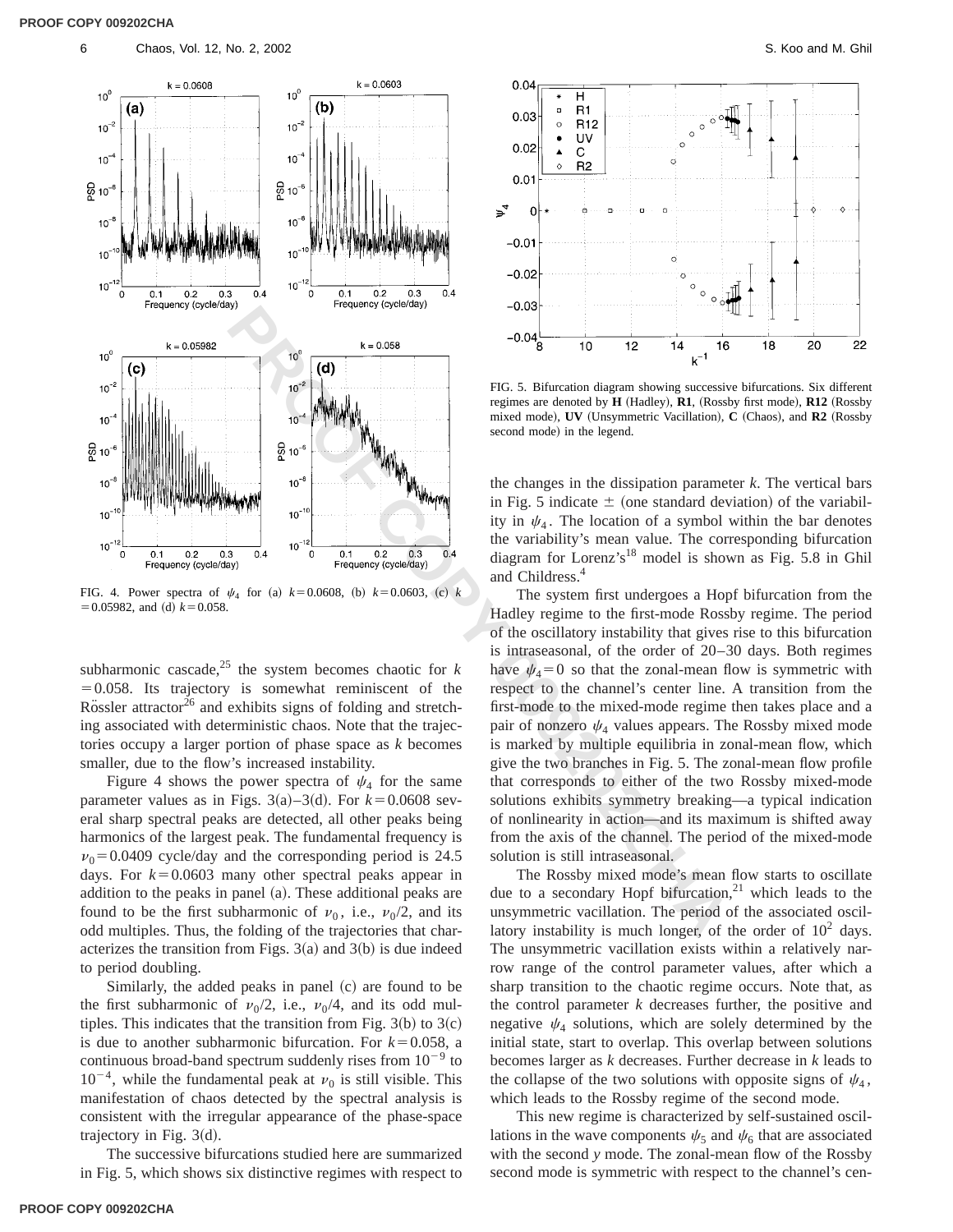FIG. 4. Power spectra of $\psi_4$ for (a) $k=0.0608$, (b) $k=0.0603$, (c) $k=0.05982$, and (d) $k=0.058$.

subharmonic cascade,[25] the system becomes chaotic for $k=0.058$. Its trajectory is somewhat reminiscent of the Rössler attractor[26] and exhibits signs of folding and stretching associated with deterministic chaos. Note that the trajectories occupy a larger portion of phase space as $k$ becomes smaller, due to the flow's increased instability.

Figure 4 shows the power spectra of $\psi_4$ for the same parameter values as in Figs. 3(a)–3(d). For $k=0.0608$ several sharp spectral peaks are detected, all other peaks being harmonics of the largest peak. The fundamental frequency is $\nu_0=0.0409$ cycle/day and the corresponding period is 24.5 days. For $k=0.0603$ many other spectral peaks appear in addition to the peaks in panel (a). These additional peaks are found to be the first subharmonic of $\nu_0$, i.e., $\nu_0/2$, and its odd multiples. Thus, the folding of the trajectories that characterizes the transition from Figs. 3(a) and 3(b) is due indeed to period doubling.

Similarly, the added peaks in panel (c) are found to be the first subharmonic of $\nu_0/2$, i.e., $\nu_0/4$, and its odd multiples. This indicates that the transition from Fig. 3(b) to 3(c) is due to another subharmonic bifurcation. For $k=0.058$, a continuous broad-band spectrum suddenly rises from $10^{-9}$ to $10^{-4}$, while the fundamental peak at $\nu_0$ is still visible. This manifestation of chaos detected by the spectral analysis is consistent with the irregular appearance of the phase-space trajectory in Fig. 3(d).

The successive bifurcations studied here are summarized in Fig. 5, which shows six distinctive regimes with respect to the changes in the dissipation parameter $k$. The vertical bars in Fig. 5 indicate $\pm$ (one standard deviation) of the variability in $\psi_4$. The location of a symbol within the bar denotes the variability's mean value. The corresponding bifurcation diagram for Lorenz's[18] model is shown as Fig. 5.8 in Ghil and Childress.[4]

FIG. 5. Bifurcation diagram showing successive bifurcations. Six different regimes are denoted by **H** (Hadley), **R1**, (Rossby first mode), **R12** (Rossby mixed mode), **UV** (Unsymmetric Vacillation), **C** (Chaos), and **R2** (Rossby second mode) in the legend.

The system first undergoes a Hopf bifurcation from the Hadley regime to the first-mode Rossby regime. The period of the oscillatory instability that gives rise to this bifurcation is intraseasonal, of the order of 20–30 days. Both regimes have $\psi_4=0$ so that the zonal-mean flow is symmetric with respect to the channel's center line. A transition from the first-mode to the mixed-mode regime then takes place and a pair of nonzero $\psi_4$ values appears. The Rossby mixed mode is marked by multiple equilibria in zonal-mean flow, which give the two branches in Fig. 5. The zonal-mean flow profile that corresponds to either of the two Rossby mixed-mode solutions exhibits symmetry breaking—a typical indication of nonlinearity in action—and its maximum is shifted away from the axis of the channel. The period of the mixed-mode solution is still intraseasonal.

The Rossby mixed mode's mean flow starts to oscillate due to a secondary Hopf bifurcation,[21] which leads to the unsymmetric vacillation. The period of the associated oscillatory instability is much longer, of the order of $10^2$ days. The unsymmetric vacillation exists within a relatively narrow range of the control parameter values, after which a sharp transition to the chaotic regime occurs. Note that, as the control parameter $k$ decreases further, the positive and negative $\psi_4$ solutions, which are solely determined by the initial state, start to overlap. This overlap between solutions becomes larger as $k$ decreases. Further decrease in $k$ leads to the collapse of the two solutions with opposite signs of $\psi_4$, which leads to the Rossby regime of the second mode.

This new regime is characterized by self-sustained oscillations in the wave components $\psi_5$ and $\psi_6$ that are associated with the second $y$ mode. The zonal-mean flow of the Rossby second mode is symmetric with respect to the channel's cen-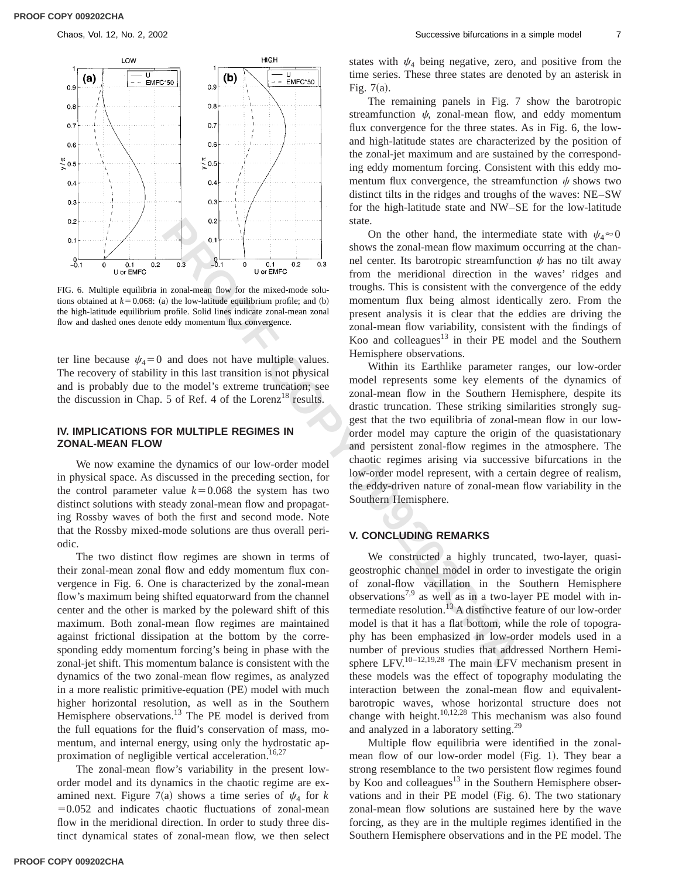FIG. 6. Multiple equilibria in zonal-mean flow for the mixed-mode solutions obtained at $k=0.068$: (a) the low-latitude equilibrium profile; and (b) the high-latitude equilibrium profile. Solid lines indicate zonal-mean zonal flow and dashed ones denote eddy momentum flux convergence.

ter line because $\psi_4=0$ and does not have multiple values. The recovery of stability in this last transition is not physical and is probably due to the model's extreme truncation; see the discussion in Chap. 5 of Ref. 4 of the Lorenz[18] results.

## IV. IMPLICATIONS FOR MULTIPLE REGIMES IN ZONAL-MEAN FLOW

We now examine the dynamics of our low-order model in physical space. As discussed in the preceding section, for the control parameter value $k=0.068$ the system has two distinct solutions with steady zonal-mean flow and propagating Rossby waves of both the first and second mode. Note that the Rossby mixed-mode solutions are thus overall periodic.

The two distinct flow regimes are shown in terms of their zonal-mean zonal flow and eddy momentum flux convergence in Fig. 6. One is characterized by the zonal-mean flow's maximum being shifted equatorward from the channel center and the other is marked by the poleward shift of this maximum. Both zonal-mean flow regimes are maintained against frictional dissipation at the bottom by the corresponding eddy momentum forcing's being in phase with the zonal-jet shift. This momentum balance is consistent with the dynamics of the two zonal-mean flow regimes, as analyzed in a more realistic primitive-equation (PE) model with much higher horizontal resolution, as well as in the Southern Hemisphere observations.[13] The PE model is derived from the full equations for the fluid's conservation of mass, momentum, and internal energy, using only the hydrostatic approximation of negligible vertical acceleration.[16,27]

The zonal-mean flow's variability in the present low-order model and its dynamics in the chaotic regime are examined next. Figure 7(a) shows a time series of $\psi_4$ for $k=0.052$ and indicates chaotic fluctuations of zonal-mean flow in the meridional direction. In order to study three distinct dynamical states of zonal-mean flow, we then select states with $\psi_4$ being negative, zero, and positive from the time series. These three states are denoted by an asterisk in Fig. 7(a).

The remaining panels in Fig. 7 show the barotropic streamfunction $\psi$, zonal-mean flow, and eddy momentum flux convergence for the three states. As in Fig. 6, the low- and high-latitude states are characterized by the position of the zonal-jet maximum and are sustained by the corresponding eddy momentum forcing. Consistent with this eddy momentum flux convergence, the streamfunction $\psi$ shows two distinct tilts in the ridges and troughs of the waves: NE–SW for the high-latitude state and NW–SE for the low-latitude state.

On the other hand, the intermediate state with $\psi_4\approx 0$ shows the zonal-mean flow maximum occurring at the channel center. Its barotropic streamfunction $\psi$ has no tilt away from the meridional direction in the waves' ridges and troughs. This is consistent with the convergence of the eddy momentum flux being almost identically zero. From the present analysis it is clear that the eddies are driving the zonal-mean flow variability, consistent with the findings of Koo and colleagues[13] in their PE model and the Southern Hemisphere observations.

Within its Earthlike parameter ranges, our low-order model represents some key elements of the dynamics of zonal-mean flow in the Southern Hemisphere, despite its drastic truncation. These striking similarities strongly suggest that the two equilibria of zonal-mean flow in our low-order model may capture the origin of the quasistationary and persistent zonal-flow regimes in the atmosphere. The chaotic regimes arising via successive bifurcations in the low-order model represent, with a certain degree of realism, the eddy-driven nature of zonal-mean flow variability in the Southern Hemisphere.

## V. CONCLUDING REMARKS

We constructed a highly truncated, two-layer, quasigeostrophic channel model in order to investigate the origin of zonal-flow vacillation in the Southern Hemisphere observations[7,9] as well as in a two-layer PE model with intermediate resolution.[13] A distinctive feature of our low-order model is that it has a flat bottom, while the role of topography has been emphasized in low-order models used in a number of previous studies that addressed Northern Hemisphere LFV.[10–12,19,28] The main LFV mechanism present in these models was the effect of topography modulating the interaction between the zonal-mean flow and equivalent-barotropic waves, whose horizontal structure does not change with height.[10,12,28] This mechanism was also found and analyzed in a laboratory setting.[29]

Multiple flow equilibria were identified in the zonal-mean flow of our low-order model (Fig. 1). They bear a strong resemblance to the two persistent flow regimes found by Koo and colleagues[13] in the Southern Hemisphere observations and in their PE model (Fig. 6). The two stationary zonal-mean flow solutions are sustained here by the wave forcing, as they are in the multiple regimes identified in the Southern Hemisphere observations and in the PE model. The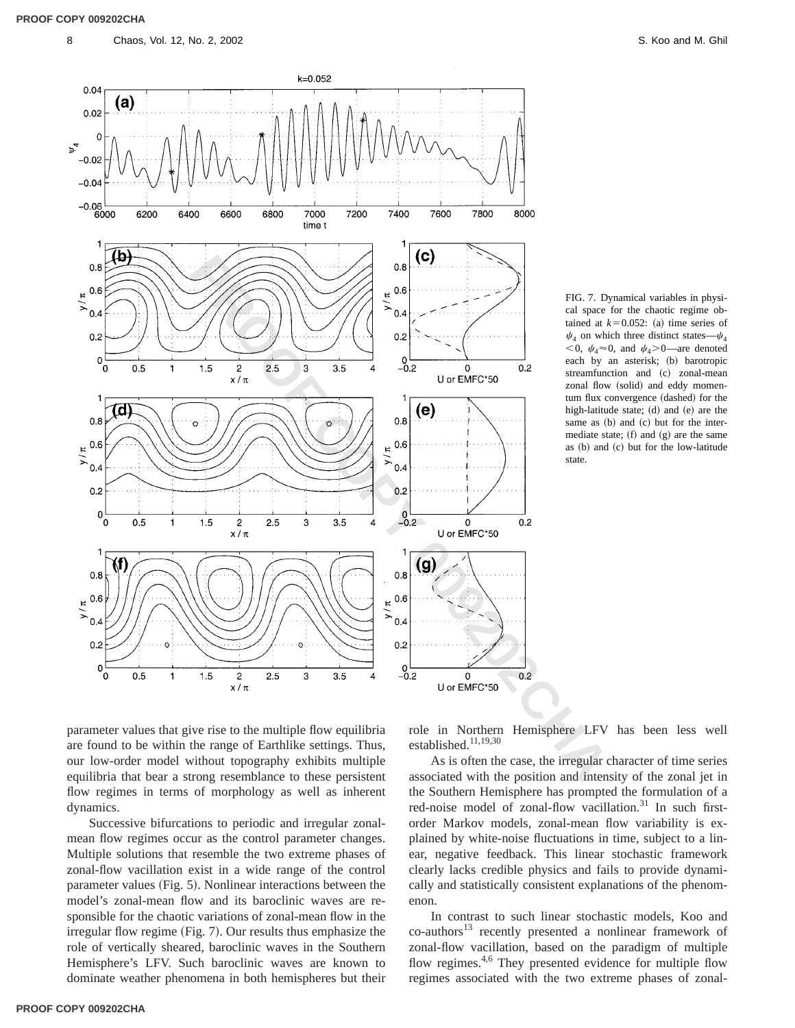FIG. 7. Dynamical variables in physical space for the chaotic regime obtained at $k=0.052$: (a) time series of $\psi_4$ on which three distinct states—$\psi_4 < 0$, $\psi_4 \approx 0$, and $\psi_4 > 0$—are denoted each by an asterisk; (b) barotropic streamfunction and (c) zonal-mean zonal flow (solid) and eddy momentum flux convergence (dashed) for the high-latitude state; (d) and (e) are the same as (b) and (c) but for the intermediate state; (f) and (g) are the same as (b) and (c) but for the low-latitude state.

parameter values that give rise to the multiple flow equilibria are found to be within the range of Earthlike settings. Thus, our low-order model without topography exhibits multiple equilibria that bear a strong resemblance to these persistent flow regimes in terms of morphology as well as inherent dynamics.

Successive bifurcations to periodic and irregular zonal-mean flow regimes occur as the control parameter changes. Multiple solutions that resemble the two extreme phases of zonal-flow vacillation exist in a wide range of the control parameter values (Fig. 5). Nonlinear interactions between the model's zonal-mean flow and its baroclinic waves are responsible for the chaotic variations of zonal-mean flow in the irregular flow regime (Fig. 7). Our results thus emphasize the role of vertically sheared, baroclinic waves in the Southern Hemisphere's LFV. Such baroclinic waves are known to dominate weather phenomena in both hemispheres but their role in Northern Hemisphere LFV has been less well established.[11,19,30]

As is often the case, the irregular character of time series associated with the position and intensity of the zonal jet in the Southern Hemisphere has prompted the formulation of a red-noise model of zonal-flow vacillation.[31] In such first-order Markov models, zonal-mean flow variability is explained by white-noise fluctuations in time, subject to a linear, negative feedback. This linear stochastic framework clearly lacks credible physics and fails to provide dynamically and statistically consistent explanations of the phenomenon.

In contrast to such linear stochastic models, Koo and co-authors[13] recently presented a nonlinear framework of zonal-flow vacillation, based on the paradigm of multiple flow regimes.[4,6] They presented evidence for multiple flow regimes associated with the two extreme phases of zonal-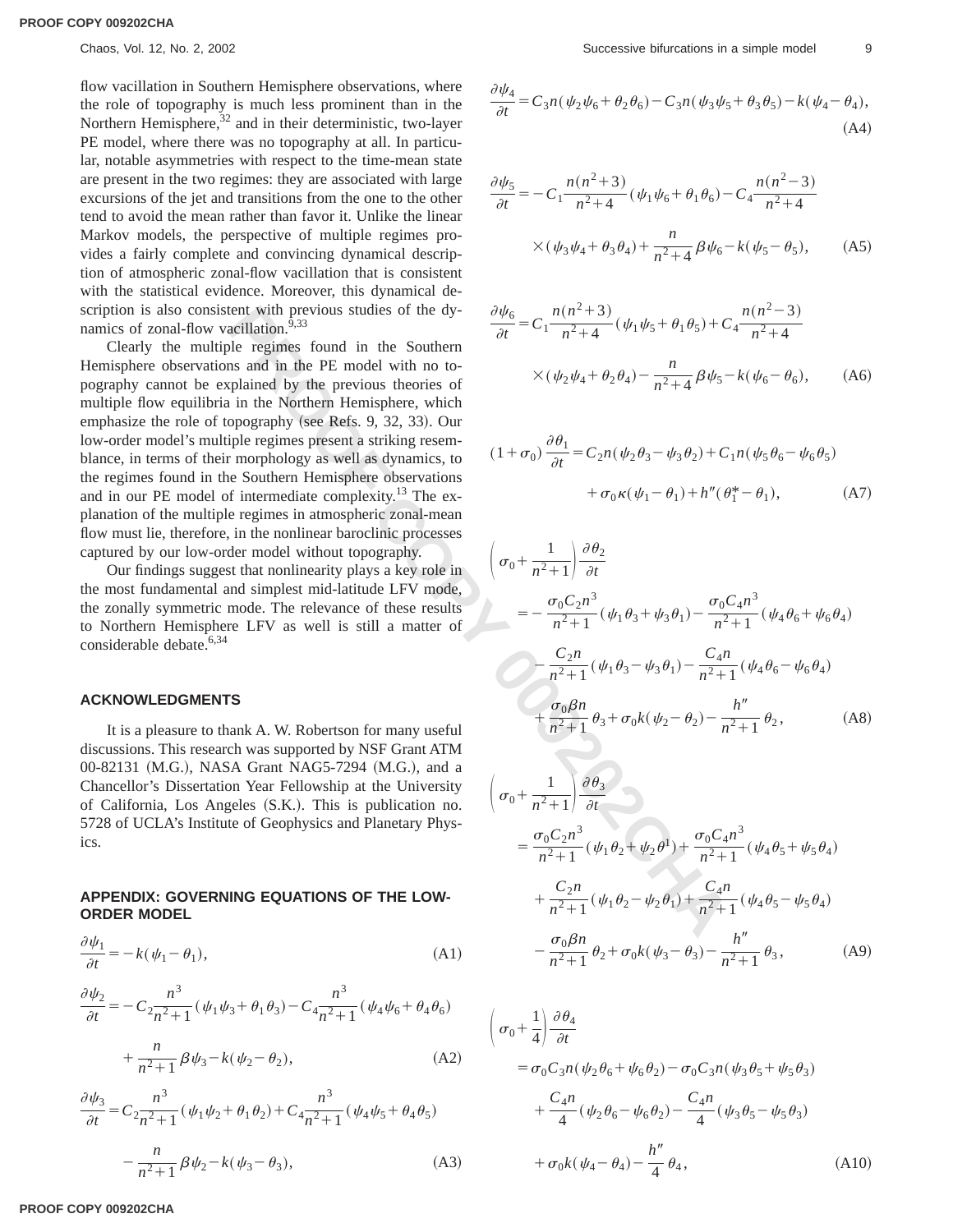flow vacillation in Southern Hemisphere observations, where the role of topography is much less prominent than in the Northern Hemisphere,[32] and in their deterministic, two-layer PE model, where there was no topography at all. In particular, notable asymmetries with respect to the time-mean state are present in the two regimes: they are associated with large excursions of the jet and transitions from the one to the other tend to avoid the mean rather than favor it. Unlike the linear Markov models, the perspective of multiple regimes provides a fairly complete and convincing dynamical description of atmospheric zonal-flow vacillation that is consistent with the statistical evidence. Moreover, this dynamical description is also consistent with previous studies of the dynamics of zonal-flow vacillation.[9,33]

Clearly the multiple regimes found in the Southern Hemisphere observations and in the PE model with no topography cannot be explained by the previous theories of multiple flow equilibria in the Northern Hemisphere, which emphasize the role of topography (see Refs. 9, 32, 33). Our low-order model's multiple regimes present a striking resemblance, in terms of their morphology as well as dynamics, to the regimes found in the Southern Hemisphere observations and in our PE model of intermediate complexity.[13] The explanation of the multiple regimes in atmospheric zonal-mean flow must lie, therefore, in the nonlinear baroclinic processes captured by our low-order model without topography.

Our findings suggest that nonlinearity plays a key role in the most fundamental and simplest mid-latitude LFV mode, the zonally symmetric mode. The relevance of these results to Northern Hemisphere LFV as well is still a matter of considerable debate.[6,34]

## ACKNOWLEDGMENTS

It is a pleasure to thank A. W. Robertson for many useful discussions. This research was supported by NSF Grant ATM 00-82131 (M.G.), NASA Grant NAG5-7294 (M.G.), and a Chancellor's Dissertation Year Fellowship at the University of California, Los Angeles (S.K.). This is publication no. 5728 of UCLA's Institute of Geophysics and Planetary Physics.

## APPENDIX: GOVERNING EQUATIONS OF THE LOW-ORDER MODEL

$$\frac{\partial \psi_1}{\partial t} = -k(\psi_1 - \theta_1), \tag{A1}$$

$$\frac{\partial \psi_2}{\partial t} = -C_2 \frac{n^3}{n^2+1}(\psi_1\psi_3 + \theta_1\theta_3) - C_4 \frac{n^3}{n^2+1}(\psi_4\psi_6 + \theta_4\theta_6) + \frac{n}{n^2+1}\beta\psi_3 - k(\psi_2 - \theta_2), \tag{A2}$$

$$\frac{\partial \psi_3}{\partial t} = C_2 \frac{n^3}{n^2+1}(\psi_1\psi_2 + \theta_1\theta_2) + C_4 \frac{n^3}{n^2+1}(\psi_4\psi_5 + \theta_4\theta_5) - \frac{n}{n^2+1}\beta\psi_2 - k(\psi_3 - \theta_3), \tag{A3}$$

$$\frac{\partial \psi_4}{\partial t} = C_3 n(\psi_2\psi_6 + \theta_2\theta_6) - C_3 n(\psi_3\psi_5 + \theta_3\theta_5) - k(\psi_4 - \theta_4), \tag{A4}$$

$$\frac{\partial \psi_5}{\partial t} = -C_1 \frac{n(n^2+3)}{n^2+4}(\psi_1\psi_6 + \theta_1\theta_6) - C_4 \frac{n(n^2-3)}{n^2+4} \times (\psi_3\psi_4 + \theta_3\theta_4) + \frac{n}{n^2+4}\beta\psi_6 - k(\psi_5 - \theta_5), \tag{A5}$$

$$\frac{\partial \psi_6}{\partial t} = C_1 \frac{n(n^2+3)}{n^2+4}(\psi_1\psi_5 + \theta_1\theta_5) + C_4 \frac{n(n^2-3)}{n^2+4} \times (\psi_2\psi_4 + \theta_2\theta_4) - \frac{n}{n^2+4}\beta\psi_5 - k(\psi_6 - \theta_6), \tag{A6}$$

$$(1+\sigma_0)\frac{\partial \theta_1}{\partial t} = C_2 n(\psi_2\theta_3 - \psi_3\theta_2) + C_1 n(\psi_5\theta_6 - \psi_6\theta_5) + \sigma_0\kappa(\psi_1 - \theta_1) + h''(\theta_1^* - \theta_1), \tag{A7}$$

$$\left(\sigma_0 + \frac{1}{n^2+1}\right)\frac{\partial \theta_2}{\partial t} = -\frac{\sigma_0 C_2 n^3}{n^2+1}(\psi_1\theta_3 + \psi_3\theta_1) - \frac{\sigma_0 C_4 n^3}{n^2+1}(\psi_4\theta_6 + \psi_6\theta_4) - \frac{C_2 n}{n^2+1}(\psi_1\theta_3 - \psi_3\theta_1) - \frac{C_4 n}{n^2+1}(\psi_4\theta_6 - \psi_6\theta_4) + \frac{\sigma_0\beta n}{n^2+1}\theta_3 + \sigma_0 k(\psi_2 - \theta_2) - \frac{h''}{n^2+1}\theta_2, \tag{A8}$$

$$\left(\sigma_0 + \frac{1}{n^2+1}\right)\frac{\partial \theta_3}{\partial t} = \frac{\sigma_0 C_2 n^3}{n^2+1}(\psi_1\theta_2 + \psi_2\theta^1) + \frac{\sigma_0 C_4 n^3}{n^2+1}(\psi_4\theta_5 + \psi_5\theta_4) + \frac{C_2 n}{n^2+1}(\psi_1\theta_2 - \psi_2\theta_1) + \frac{C_4 n}{n^2+1}(\psi_4\theta_5 - \psi_5\theta_4) - \frac{\sigma_0\beta n}{n^2+1}\theta_2 + \sigma_0 k(\psi_3 - \theta_3) - \frac{h''}{n^2+1}\theta_3, \tag{A9}$$

$$\left(\sigma_0 + \frac{1}{4}\right)\frac{\partial \theta_4}{\partial t} = \sigma_0 C_3 n(\psi_2\theta_6 + \psi_6\theta_2) - \sigma_0 C_3 n(\psi_3\theta_5 + \psi_5\theta_3) + \frac{C_4 n}{4}(\psi_2\theta_6 - \psi_6\theta_2) - \frac{C_4 n}{4}(\psi_3\theta_5 - \psi_5\theta_3) + \sigma_0 k(\psi_4 - \theta_4) - \frac{h''}{4}\theta_4, \tag{A10}$$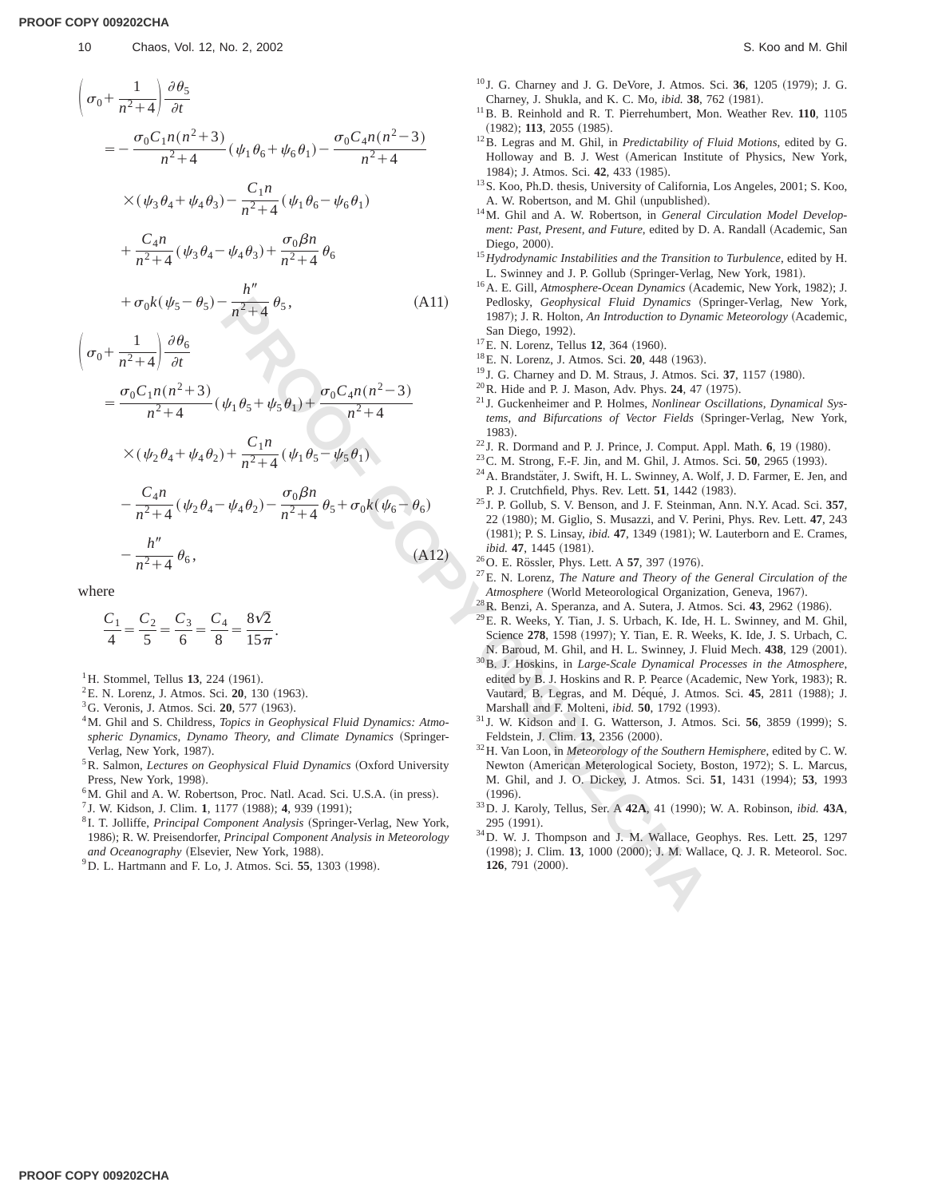$$\left(\sigma_0+\frac{1}{n^2+4}\right)\frac{\partial\theta_5}{\partial t}$$

$$=-\frac{\sigma_0 C_1 n(n^2+3)}{n^2+4}(\psi_1\theta_6+\psi_6\theta_1)-\frac{\sigma_0 C_4 n(n^2-3)}{n^2+4}$$

$$\times(\psi_3\theta_4+\psi_4\theta_3)-\frac{C_1 n}{n^2+4}(\psi_1\theta_6-\psi_6\theta_1)$$

$$+\frac{C_4 n}{n^2+4}(\psi_3\theta_4-\psi_4\theta_3)+\frac{\sigma_0\beta n}{n^2+4}\theta_6$$

$$+\sigma_0 k(\psi_5-\theta_5)-\frac{h''}{n^2+4}\theta_5, \tag{A11}$$

$$\left(\sigma_0+\frac{1}{n^2+4}\right)\frac{\partial\theta_6}{\partial t}$$

$$=\frac{\sigma_0 C_1 n(n^2+3)}{n^2+4}(\psi_1\theta_5+\psi_5\theta_1)+\frac{\sigma_0 C_4 n(n^2-3)}{n^2+4}$$

$$\times(\psi_2\theta_4+\psi_4\theta_2)+\frac{C_1 n}{n^2+4}(\psi_1\theta_5-\psi_5\theta_1)$$

$$-\frac{C_4 n}{n^2+4}(\psi_2\theta_4-\psi_4\theta_2)-\frac{\sigma_0\beta n}{n^2+4}\theta_5+\sigma_0 k(\psi_6-\theta_6)$$

$$-\frac{h''}{n^2+4}\theta_6, \tag{A12}$$

where

$$\frac{C_1}{4}=\frac{C_2}{5}=\frac{C_3}{6}=\frac{C_4}{8}=\frac{8\sqrt{2}}{15\pi}.$$

[1] H. Stommel, Tellus **13**, 224 (1961).

[2] E. N. Lorenz, J. Atmos. Sci. **20**, 130 (1963).

[3] G. Veronis, J. Atmos. Sci. **20**, 577 (1963).

[4] M. Ghil and S. Childress, *Topics in Geophysical Fluid Dynamics: Atmospheric Dynamics, Dynamo Theory, and Climate Dynamics* (Springer-Verlag, New York, 1987).

[5] R. Salmon, *Lectures on Geophysical Fluid Dynamics* (Oxford University Press, New York, 1998).

[6] M. Ghil and A. W. Robertson, Proc. Natl. Acad. Sci. U.S.A. (in press).

[7] J. W. Kidson, J. Clim. **1**, 1177 (1988); **4**, 939 (1991);

[8] I. T. Jolliffe, *Principal Component Analysis* (Springer-Verlag, New York, 1986); R. W. Preisendorfer, *Principal Component Analysis in Meteorology and Oceanography* (Elsevier, New York, 1988).

[9] D. L. Hartmann and F. Lo, J. Atmos. Sci. **55**, 1303 (1998).

[10] J. G. Charney and J. G. DeVore, J. Atmos. Sci. **36**, 1205 (1979); J. G. Charney, J. Shukla, and K. C. Mo, *ibid.* **38**, 762 (1981).

[11] B. B. Reinhold and R. T. Pierrehumbert, Mon. Weather Rev. **110**, 1105 (1982); **113**, 2055 (1985).

[12] B. Legras and M. Ghil, in *Predictability of Fluid Motions*, edited by G. Holloway and B. J. West (American Institute of Physics, New York, 1984); J. Atmos. Sci. **42**, 433 (1985).

[13] S. Koo, Ph.D. thesis, University of California, Los Angeles, 2001; S. Koo, A. W. Robertson, and M. Ghil (unpublished).

[14] M. Ghil and A. W. Robertson, in *General Circulation Model Development: Past, Present, and Future*, edited by D. A. Randall (Academic, San Diego, 2000).

[15] *Hydrodynamic Instabilities and the Transition to Turbulence*, edited by H. L. Swinney and J. P. Gollub (Springer-Verlag, New York, 1981).

[16] A. E. Gill, *Atmosphere-Ocean Dynamics* (Academic, New York, 1982); J. Pedlosky, *Geophysical Fluid Dynamics* (Springer-Verlag, New York, 1987); J. R. Holton, *An Introduction to Dynamic Meteorology* (Academic, San Diego, 1992).

[17] E. N. Lorenz, Tellus **12**, 364 (1960).

[18] E. N. Lorenz, J. Atmos. Sci. **20**, 448 (1963).

[19] J. G. Charney and D. M. Straus, J. Atmos. Sci. **37**, 1157 (1980).

[20] R. Hide and P. J. Mason, Adv. Phys. **24**, 47 (1975).

[21] J. Guckenheimer and P. Holmes, *Nonlinear Oscillations, Dynamical Systems, and Bifurcations of Vector Fields* (Springer-Verlag, New York, 1983).

[22] J. R. Dormand and P. J. Prince, J. Comput. Appl. Math. **6**, 19 (1980).

[23] C. M. Strong, F.-F. Jin, and M. Ghil, J. Atmos. Sci. **50**, 2965 (1993).

[24] A. Brandstäter, J. Swift, H. L. Swinney, A. Wolf, J. D. Farmer, E. Jen, and P. J. Crutchfield, Phys. Rev. Lett. **51**, 1442 (1983).

[25] J. P. Gollub, S. V. Benson, and J. F. Steinman, Ann. N.Y. Acad. Sci. **357**, 22 (1980); M. Giglio, S. Musazzi, and V. Perini, Phys. Rev. Lett. **47**, 243 (1981); P. S. Linsay, *ibid.* **47**, 1349 (1981); W. Lauterborn and E. Cramers, *ibid.* **47**, 1445 (1981).

[26] O. E. Rössler, Phys. Lett. A **57**, 397 (1976).

[27] E. N. Lorenz, *The Nature and Theory of the General Circulation of the Atmosphere* (World Meteorological Organization, Geneva, 1967).

[28] R. Benzi, A. Speranza, and A. Sutera, J. Atmos. Sci. **43**, 2962 (1986).

[29] E. R. Weeks, Y. Tian, J. S. Urbach, K. Ide, H. L. Swinney, and M. Ghil, Science **278**, 1598 (1997); Y. Tian, E. R. Weeks, K. Ide, J. S. Urbach, C. N. Baroud, M. Ghil, and H. L. Swinney, J. Fluid Mech. **438**, 129 (2001).

[30] B. J. Hoskins, in *Large-Scale Dynamical Processes in the Atmosphere*, edited by B. J. Hoskins and R. P. Pearce (Academic, New York, 1983); R. Vautard, B. Legras, and M. Déqué, J. Atmos. Sci. **45**, 2811 (1988); J. Marshall and F. Molteni, *ibid.* **50**, 1792 (1993).

[31] J. W. Kidson and I. G. Watterson, J. Atmos. Sci. **56**, 3859 (1999); S. Feldstein, J. Clim. **13**, 2356 (2000).

[32] H. Van Loon, in *Meteorology of the Southern Hemisphere*, edited by C. W. Newton (American Meterological Society, Boston, 1972); S. L. Marcus, M. Ghil, and J. O. Dickey, J. Atmos. Sci. **51**, 1431 (1994); **53**, 1993 (1996).

[33] D. J. Karoly, Tellus, Ser. A **42A**, 41 (1990); W. A. Robinson, *ibid.* **43A**, 295 (1991).

[34] D. W. J. Thompson and J. M. Wallace, Geophys. Res. Lett. **25**, 1297 (1998); J. Clim. **13**, 1000 (2000); J. M. Wallace, Q. J. R. Meteorol. Soc. **126**, 791 (2000).